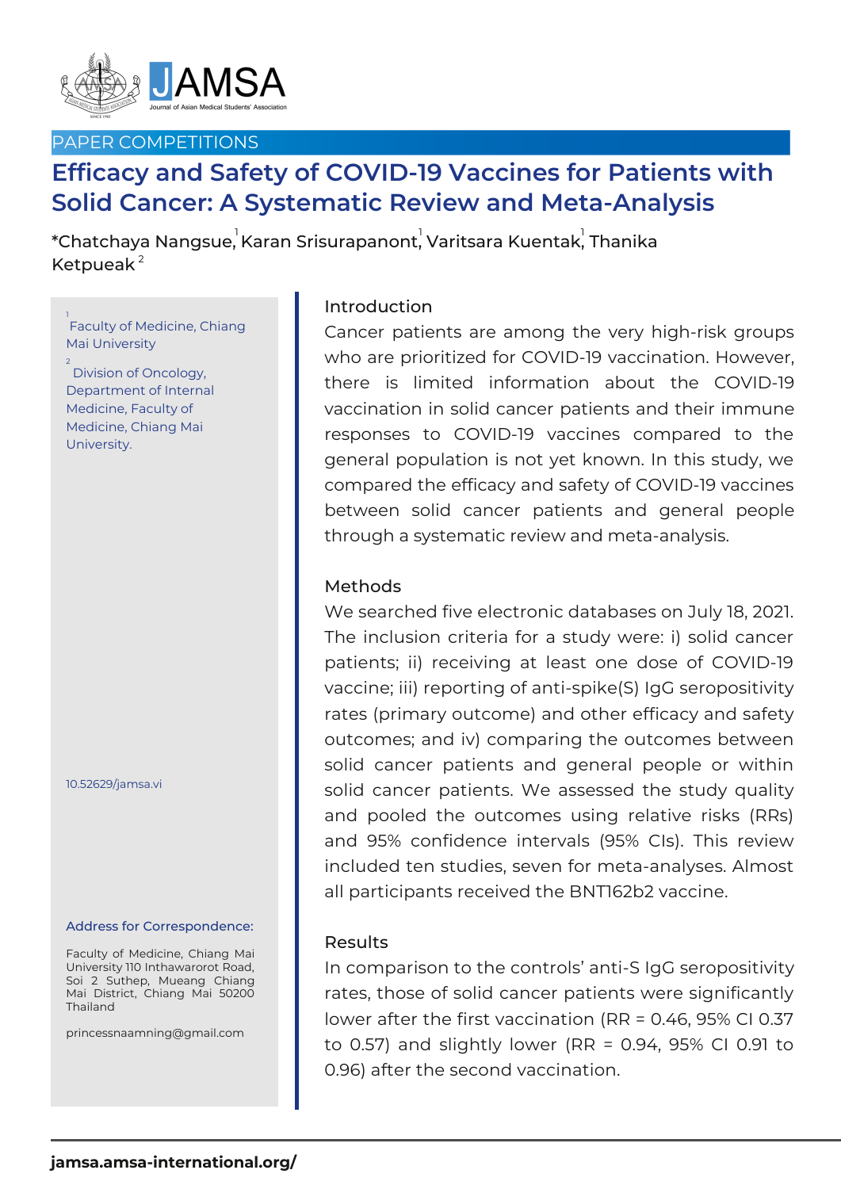PAPER COMPETITIONS

# Efficacy and Safety of COVID-19 Vaccines for Patients with Solid Cancer: A Systematic Review and Meta-Analysis

*Chatchaya Nangsue,[1] Karan Srisurapanont,[1] Varitsara Kuentak,[1] Thanika Ketpueak[2]

[1] Faculty of Medicine, Chiang Mai University

[2] Division of Oncology, Department of Internal Medicine, Faculty of Medicine, Chiang Mai University.

10.52629/jamsa.vi

**Address for Correspondence:**

Faculty of Medicine, Chiang Mai University 110 Inthawarorot Road, Soi 2 Suthep, Mueang Chiang Mai District, Chiang Mai 50200 Thailand

princessnaamning@gmail.com

## Introduction

Cancer patients are among the very high-risk groups who are prioritized for COVID-19 vaccination. However, there is limited information about the COVID-19 vaccination in solid cancer patients and their immune responses to COVID-19 vaccines compared to the general population is not yet known. In this study, we compared the efficacy and safety of COVID-19 vaccines between solid cancer patients and general people through a systematic review and meta-analysis.

## Methods

We searched five electronic databases on July 18, 2021. The inclusion criteria for a study were: i) solid cancer patients; ii) receiving at least one dose of COVID-19 vaccine; iii) reporting of anti-spike(S) IgG seropositivity rates (primary outcome) and other efficacy and safety outcomes; and iv) comparing the outcomes between solid cancer patients and general people or within solid cancer patients. We assessed the study quality and pooled the outcomes using relative risks (RRs) and 95% confidence intervals (95% CIs). This review included ten studies, seven for meta-analyses. Almost all participants received the BNT162b2 vaccine.

## Results

In comparison to the controls' anti-S IgG seropositivity rates, those of solid cancer patients were significantly lower after the first vaccination (RR = 0.46, 95% CI 0.37 to 0.57) and slightly lower (RR = 0.94, 95% CI 0.91 to 0.96) after the second vaccination.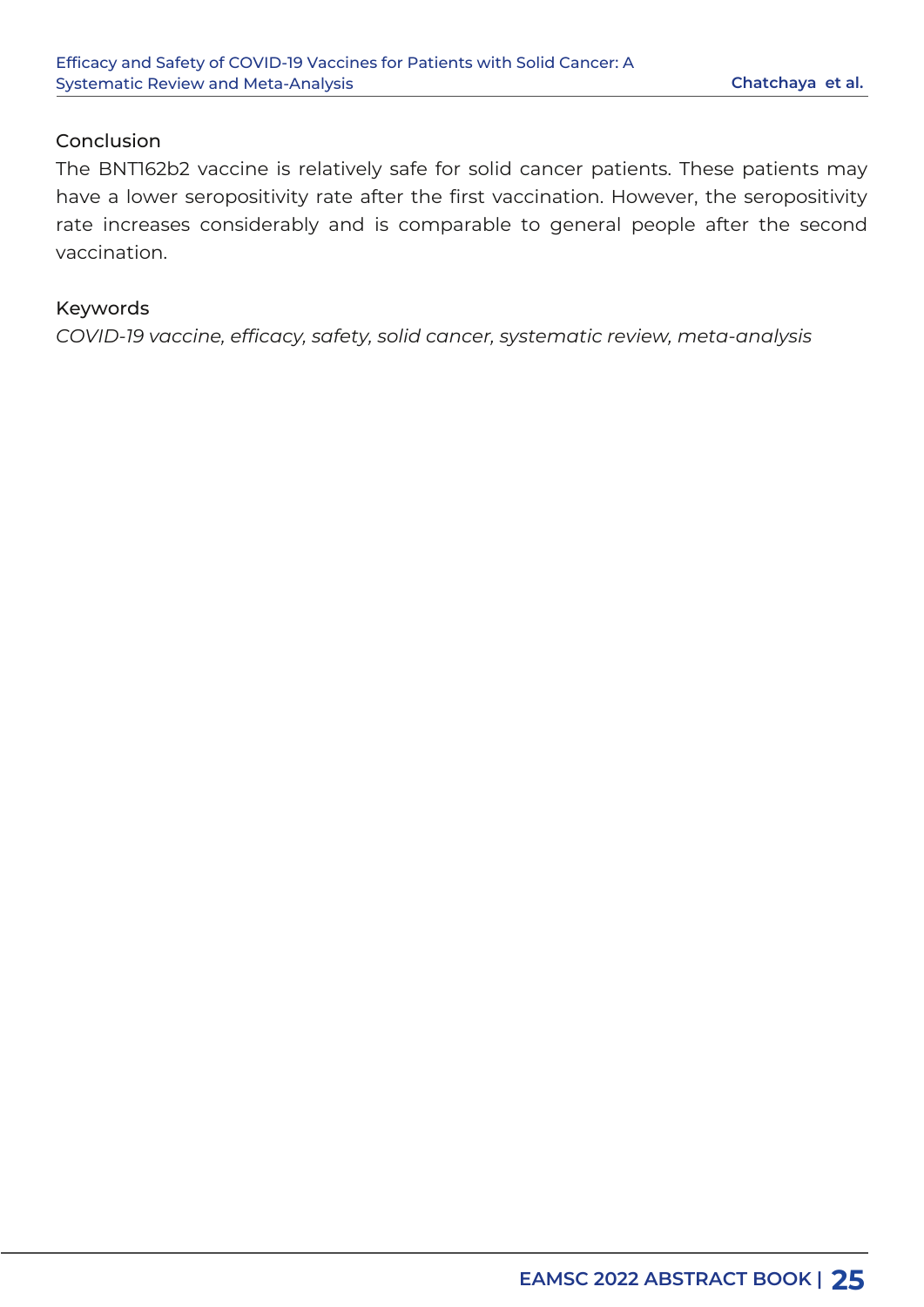## Conclusion

The BNT162b2 vaccine is relatively safe for solid cancer patients. These patients may have a lower seropositivity rate after the first vaccination. However, the seropositivity rate increases considerably and is comparable to general people after the second vaccination.

## Keywords

*COVID-19 vaccine, efficacy, safety, solid cancer, systematic review, meta-analysis*